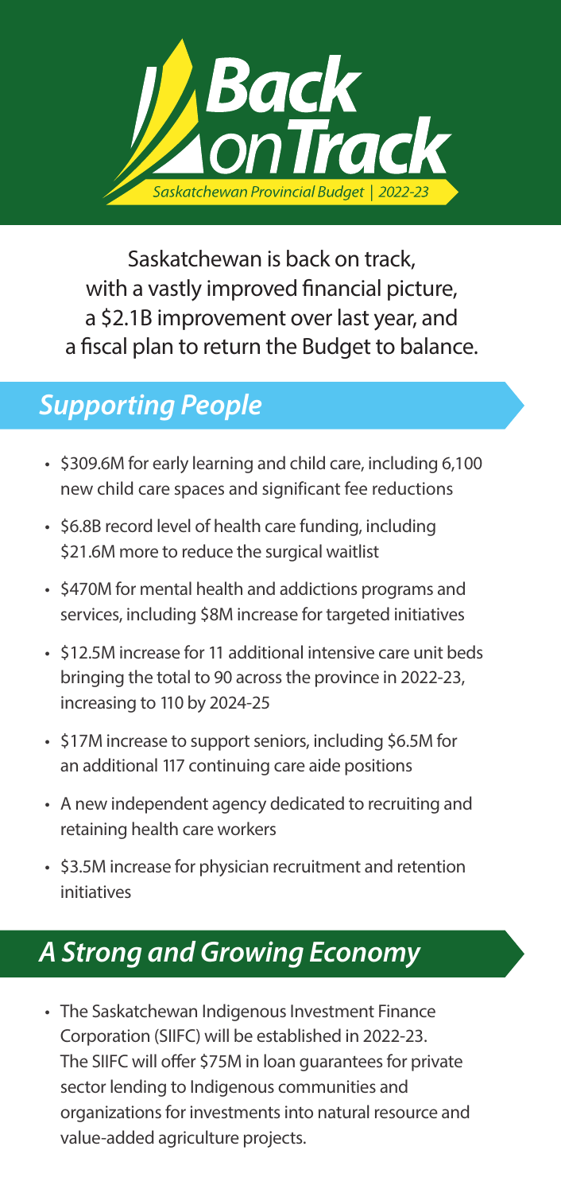# Back on Track

*Saskatchewan Provincial Budget | 2022-23*

Saskatchewan is back on track, with a vastly improved financial picture, a \$2.1B improvement over last year, and a fiscal plan to return the Budget to balance.

## *Supporting People*

- \$309.6M for early learning and child care, including 6,100 new child care spaces and significant fee reductions
- \$6.8B record level of health care funding, including \$21.6M more to reduce the surgical waitlist
- \$470M for mental health and addictions programs and services, including \$8M increase for targeted initiatives
- \$12.5M increase for 11 additional intensive care unit beds bringing the total to 90 across the province in 2022-23, increasing to 110 by 2024-25
- \$17M increase to support seniors, including \$6.5M for an additional 117 continuing care aide positions
- A new independent agency dedicated to recruiting and retaining health care workers
- \$3.5M increase for physician recruitment and retention initiatives

## *A Strong and Growing Economy*

- The Saskatchewan Indigenous Investment Finance Corporation (SIIFC) will be established in 2022-23. The SIIFC will offer \$75M in loan guarantees for private sector lending to Indigenous communities and organizations for investments into natural resource and value-added agriculture projects.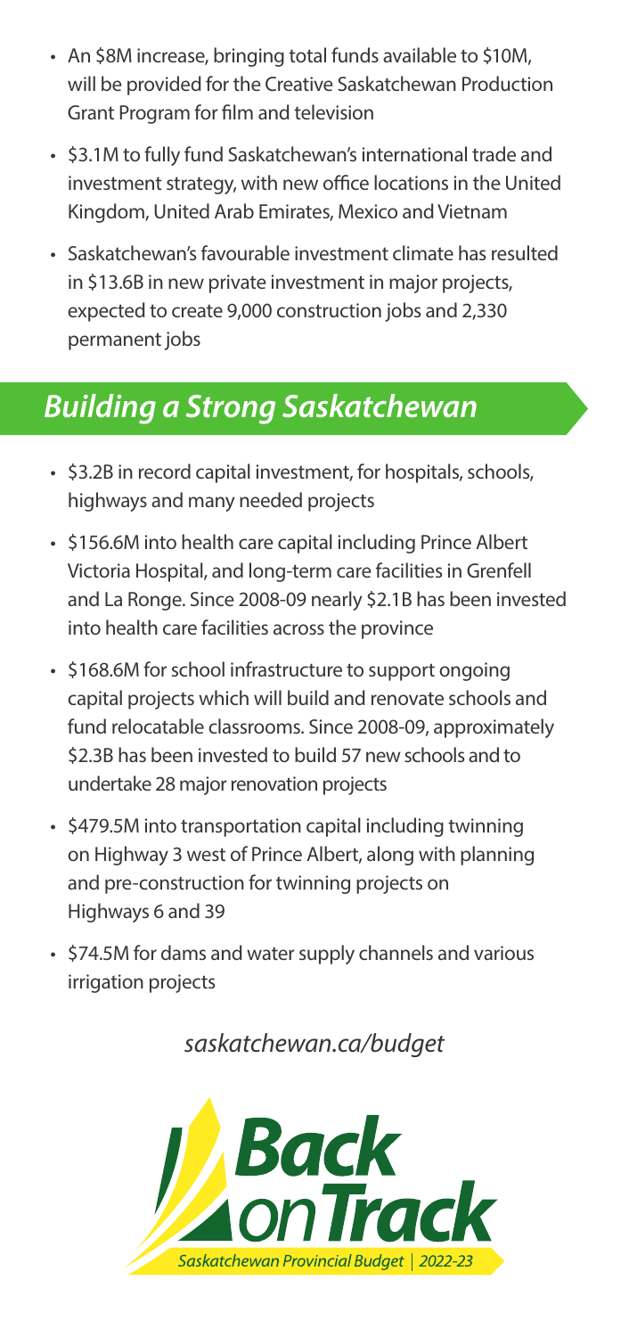- An \$8M increase, bringing total funds available to \$10M, will be provided for the Creative Saskatchewan Production Grant Program for film and television
- \$3.1M to fully fund Saskatchewan's international trade and investment strategy, with new office locations in the United Kingdom, United Arab Emirates, Mexico and Vietnam
- Saskatchewan's favourable investment climate has resulted in \$13.6B in new private investment in major projects, expected to create 9,000 construction jobs and 2,330 permanent jobs

## *Building a Strong Saskatchewan*

- \$3.2B in record capital investment, for hospitals, schools, highways and many needed projects
- \$156.6M into health care capital including Prince Albert Victoria Hospital, and long-term care facilities in Grenfell and La Ronge. Since 2008-09 nearly \$2.1B has been invested into health care facilities across the province
- \$168.6M for school infrastructure to support ongoing capital projects which will build and renovate schools and fund relocatable classrooms. Since 2008-09, approximately \$2.3B has been invested to build 57 new schools and to undertake 28 major renovation projects
- \$479.5M into transportation capital including twinning on Highway 3 west of Prince Albert, along with planning and pre-construction for twinning projects on Highways 6 and 39
- \$74.5M for dams and water supply channels and various irrigation projects

*saskatchewan.ca/budget*

**Back on Track**

*Saskatchewan Provincial Budget | 2022-23*